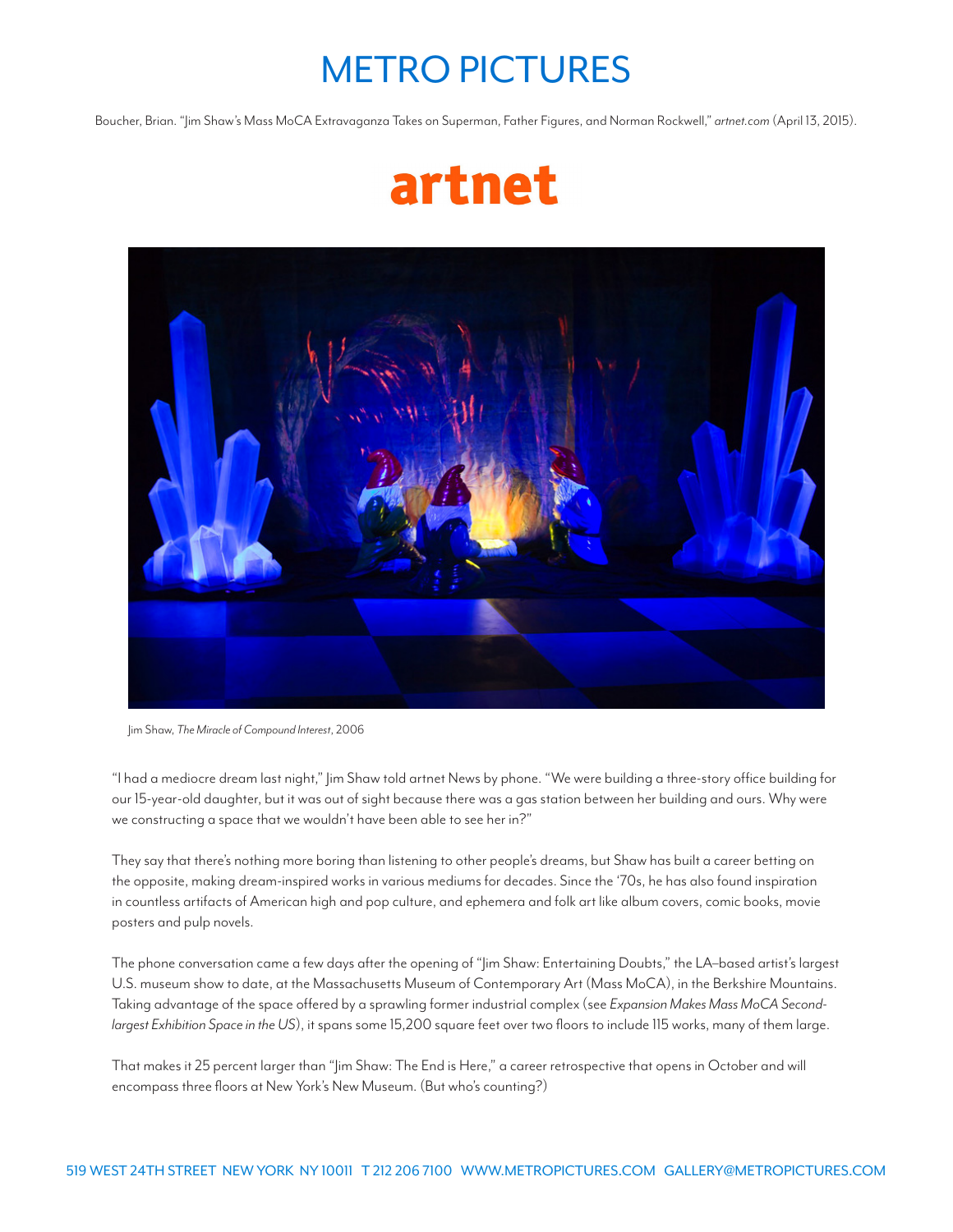# METRO PICTURES

Boucher, Brian. "Jim Shaw's Mass MoCA Extravaganza Takes on Superman, Father Figures, and Norman Rockwell," *artnet.com* (April 13, 2015).

# artnet

Jim Shaw, *The Miracle of Compound Interest*, 2006

"I had a mediocre dream last night," Jim Shaw told artnet News by phone. "We were building a three-story office building for our 15-year-old daughter, but it was out of sight because there was a gas station between her building and ours. Why were we constructing a space that we wouldn't have been able to see her in?"

They say that there's nothing more boring than listening to other people's dreams, but Shaw has built a career betting on the opposite, making dream-inspired works in various mediums for decades. Since the '70s, he has also found inspiration in countless artifacts of American high and pop culture, and ephemera and folk art like album covers, comic books, movie posters and pulp novels.

The phone conversation came a few days after the opening of "Jim Shaw: Entertaining Doubts," the LA–based artist's largest U.S. museum show to date, at the Massachusetts Museum of Contemporary Art (Mass MoCA), in the Berkshire Mountains. Taking advantage of the space offered by a sprawling former industrial complex (see *Expansion Makes Mass MoCA Second-largest Exhibition Space in the US*), it spans some 15,200 square feet over two floors to include 115 works, many of them large.

That makes it 25 percent larger than "Jim Shaw: The End is Here," a career retrospective that opens in October and will encompass three floors at New York's New Museum. (But who's counting?)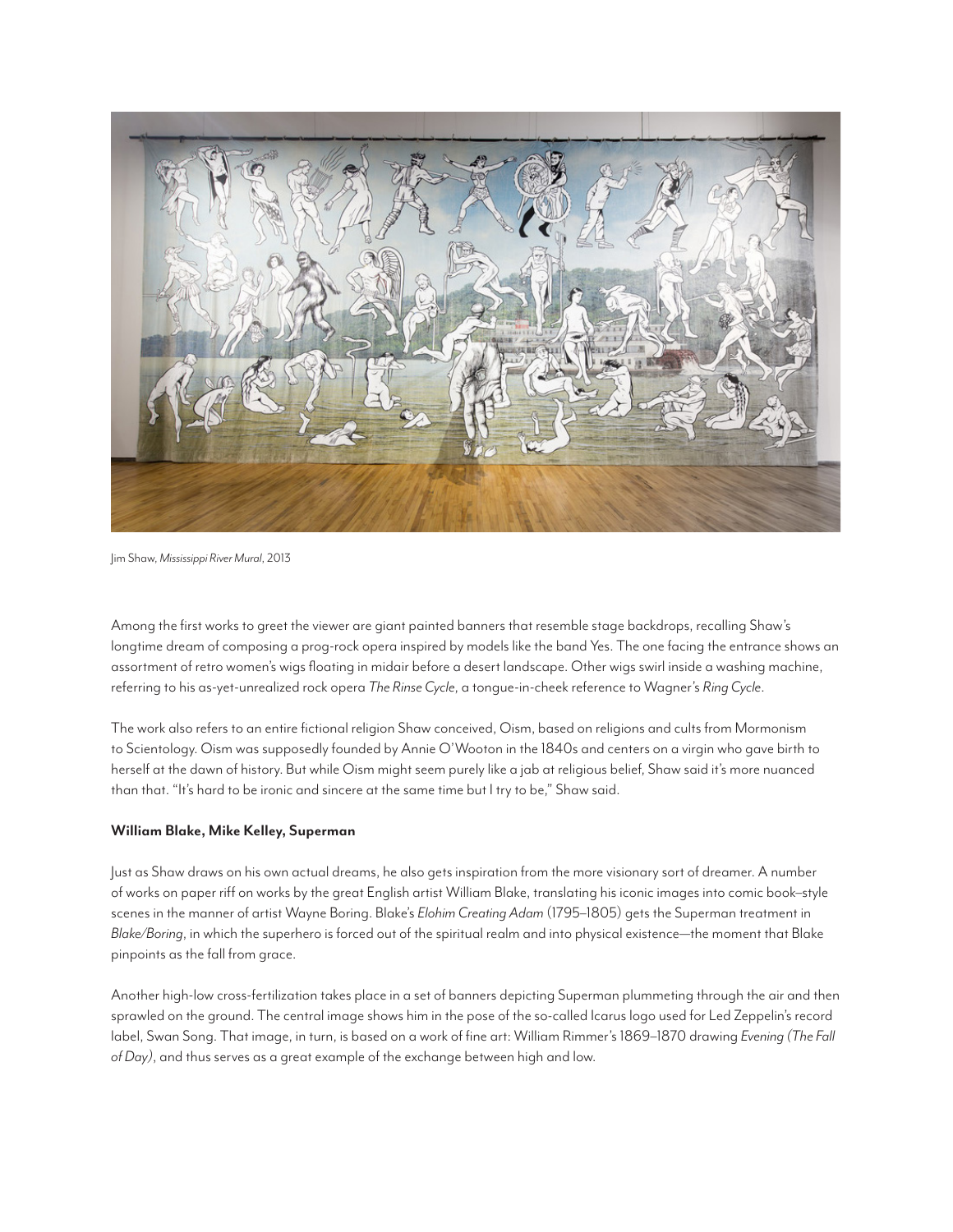Jim Shaw, *Mississippi River Mural*, 2013

Among the first works to greet the viewer are giant painted banners that resemble stage backdrops, recalling Shaw's longtime dream of composing a prog-rock opera inspired by models like the band Yes. The one facing the entrance shows an assortment of retro women's wigs floating in midair before a desert landscape. Other wigs swirl inside a washing machine, referring to his as-yet-unrealized rock opera *The Rinse Cycle*, a tongue-in-cheek reference to Wagner's *Ring Cycle*.

The work also refers to an entire fictional religion Shaw conceived, Oism, based on religions and cults from Mormonism to Scientology. Oism was supposedly founded by Annie O'Wooton in the 1840s and centers on a virgin who gave birth to herself at the dawn of history. But while Oism might seem purely like a jab at religious belief, Shaw said it's more nuanced than that. "It's hard to be ironic and sincere at the same time but I try to be," Shaw said.

**William Blake, Mike Kelley, Superman**

Just as Shaw draws on his own actual dreams, he also gets inspiration from the more visionary sort of dreamer. A number of works on paper riff on works by the great English artist William Blake, translating his iconic images into comic book–style scenes in the manner of artist Wayne Boring. Blake's *Elohim Creating Adam* (1795–1805) gets the Superman treatment in *Blake/Boring*, in which the superhero is forced out of the spiritual realm and into physical existence—the moment that Blake pinpoints as the fall from grace.

Another high-low cross-fertilization takes place in a set of banners depicting Superman plummeting through the air and then sprawled on the ground. The central image shows him in the pose of the so-called Icarus logo used for Led Zeppelin's record label, Swan Song. That image, in turn, is based on a work of fine art: William Rimmer's 1869–1870 drawing *Evening (The Fall of Day)*, and thus serves as a great example of the exchange between high and low.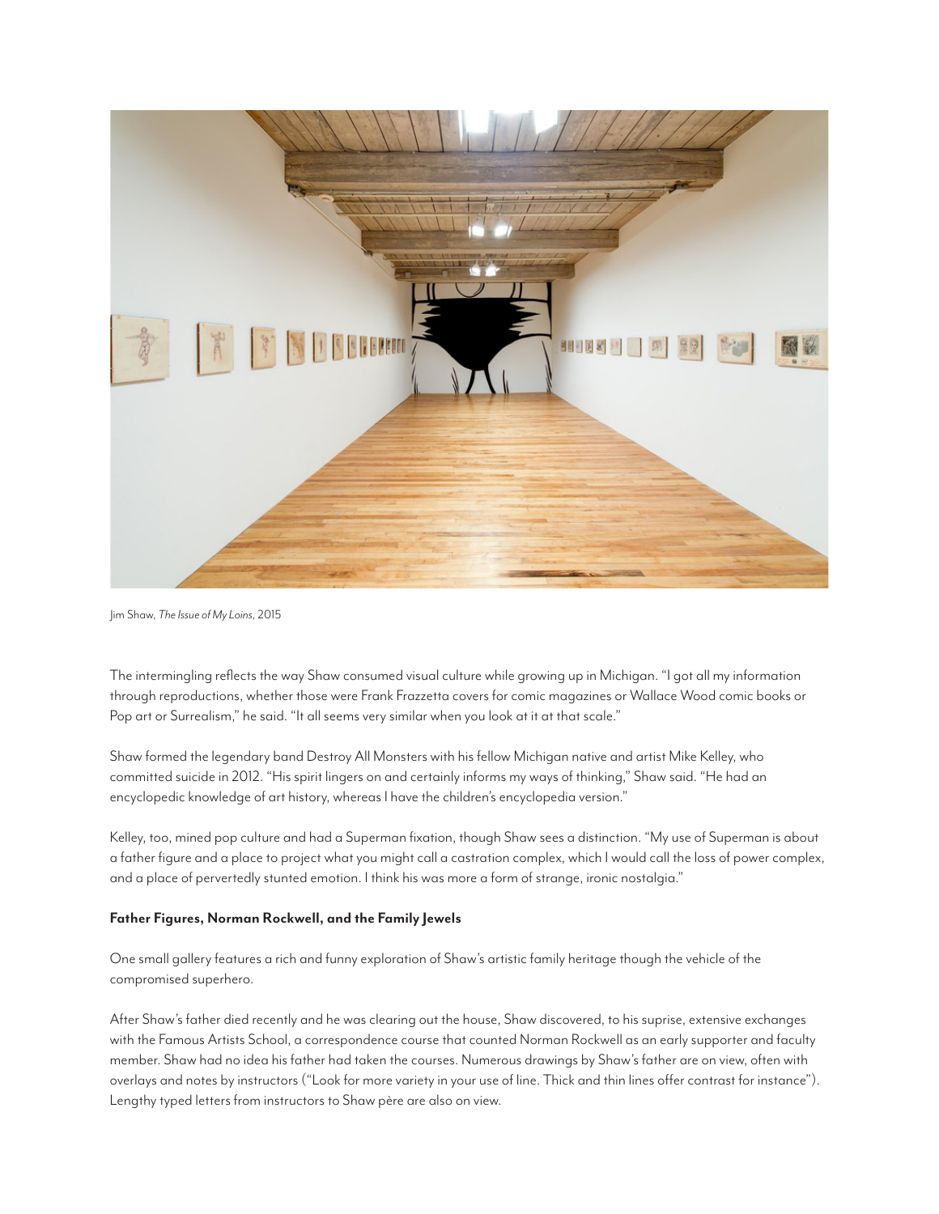Jim Shaw, *The Issue of My Loins*, 2015

The intermingling reflects the way Shaw consumed visual culture while growing up in Michigan. "I got all my information through reproductions, whether those were Frank Frazzetta covers for comic magazines or Wallace Wood comic books or Pop art or Surrealism," he said. "It all seems very similar when you look at it at that scale."

Shaw formed the legendary band Destroy All Monsters with his fellow Michigan native and artist Mike Kelley, who committed suicide in 2012. "His spirit lingers on and certainly informs my ways of thinking," Shaw said. "He had an encyclopedic knowledge of art history, whereas I have the children's encyclopedia version."

Kelley, too, mined pop culture and had a Superman fixation, though Shaw sees a distinction. "My use of Superman is about a father figure and a place to project what you might call a castration complex, which I would call the loss of power complex, and a place of pervertedly stunted emotion. I think his was more a form of strange, ironic nostalgia."

**Father Figures, Norman Rockwell, and the Family Jewels**

One small gallery features a rich and funny exploration of Shaw's artistic family heritage though the vehicle of the compromised superhero.

After Shaw's father died recently and he was clearing out the house, Shaw discovered, to his suprise, extensive exchanges with the Famous Artists School, a correspondence course that counted Norman Rockwell as an early supporter and faculty member. Shaw had no idea his father had taken the courses. Numerous drawings by Shaw's father are on view, often with overlays and notes by instructors ("Look for more variety in your use of line. Thick and thin lines offer contrast for instance"). Lengthy typed letters from instructors to Shaw père are also on view.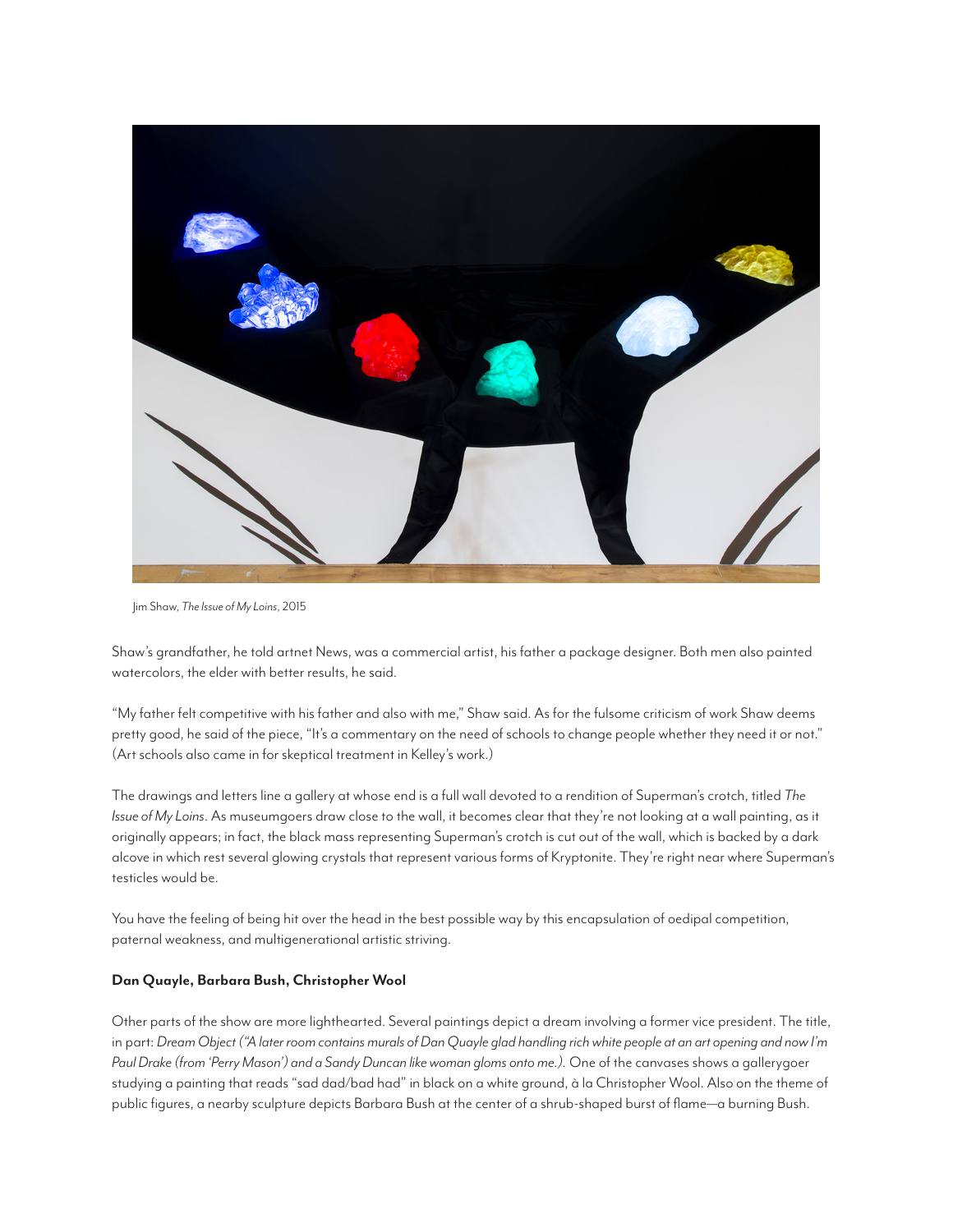Jim Shaw, *The Issue of My Loins*, 2015

Shaw's grandfather, he told artnet News, was a commercial artist, his father a package designer. Both men also painted watercolors, the elder with better results, he said.

"My father felt competitive with his father and also with me," Shaw said. As for the fulsome criticism of work Shaw deems pretty good, he said of the piece, "It's a commentary on the need of schools to change people whether they need it or not." (Art schools also came in for skeptical treatment in Kelley's work.)

The drawings and letters line a gallery at whose end is a full wall devoted to a rendition of Superman's crotch, titled *The Issue of My Loins*. As museumgoers draw close to the wall, it becomes clear that they're not looking at a wall painting, as it originally appears; in fact, the black mass representing Superman's crotch is cut out of the wall, which is backed by a dark alcove in which rest several glowing crystals that represent various forms of Kryptonite. They're right near where Superman's testicles would be.

You have the feeling of being hit over the head in the best possible way by this encapsulation of oedipal competition, paternal weakness, and multigenerational artistic striving.

**Dan Quayle, Barbara Bush, Christopher Wool**

Other parts of the show are more lighthearted. Several paintings depict a dream involving a former vice president. The title, in part: *Dream Object ("A later room contains murals of Dan Quayle glad handling rich white people at an art opening and now I'm Paul Drake (from 'Perry Mason') and a Sandy Duncan like woman gloms onto me.).* One of the canvases shows a gallerygoer studying a painting that reads "sad dad/bad had" in black on a white ground, à la Christopher Wool. Also on the theme of public figures, a nearby sculpture depicts Barbara Bush at the center of a shrub-shaped burst of flame—a burning Bush.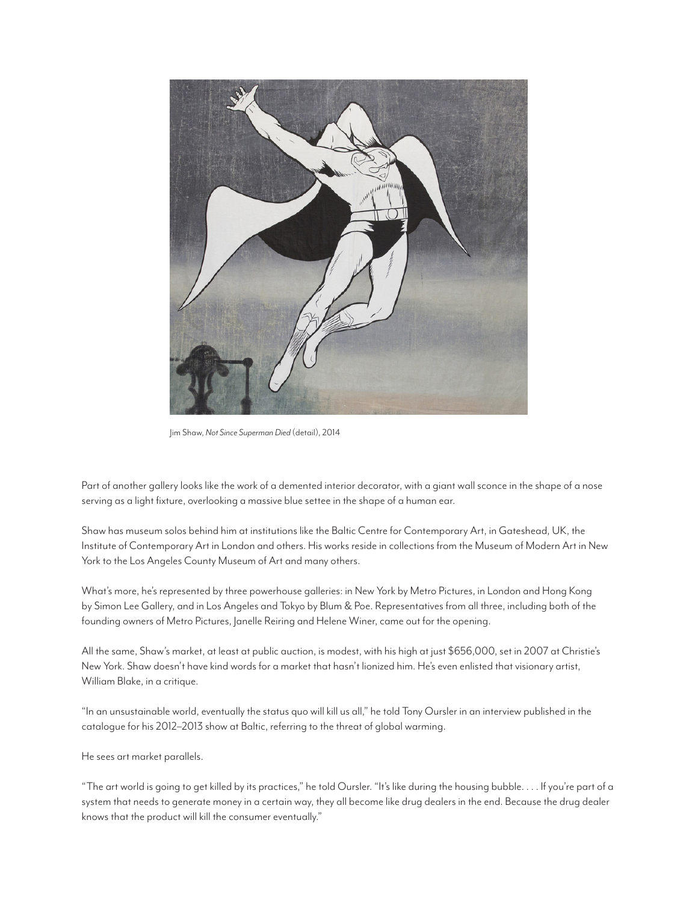Jim Shaw, *Not Since Superman Died* (detail), 2014

Part of another gallery looks like the work of a demented interior decorator, with a giant wall sconce in the shape of a nose serving as a light fixture, overlooking a massive blue settee in the shape of a human ear.

Shaw has museum solos behind him at institutions like the Baltic Centre for Contemporary Art, in Gateshead, UK, the Institute of Contemporary Art in London and others. His works reside in collections from the Museum of Modern Art in New York to the Los Angeles County Museum of Art and many others.

What's more, he's represented by three powerhouse galleries: in New York by Metro Pictures, in London and Hong Kong by Simon Lee Gallery, and in Los Angeles and Tokyo by Blum & Poe. Representatives from all three, including both of the founding owners of Metro Pictures, Janelle Reiring and Helene Winer, came out for the opening.

All the same, Shaw's market, at least at public auction, is modest, with his high at just $656,000, set in 2007 at Christie's New York. Shaw doesn't have kind words for a market that hasn't lionized him. He's even enlisted that visionary artist, William Blake, in a critique.

"In an unsustainable world, eventually the status quo will kill us all," he told Tony Oursler in an interview published in the catalogue for his 2012–2013 show at Baltic, referring to the threat of global warming.

He sees art market parallels.

"The art world is going to get killed by its practices," he told Oursler. "It's like during the housing bubble. . . . If you're part of a system that needs to generate money in a certain way, they all become like drug dealers in the end. Because the drug dealer knows that the product will kill the consumer eventually."